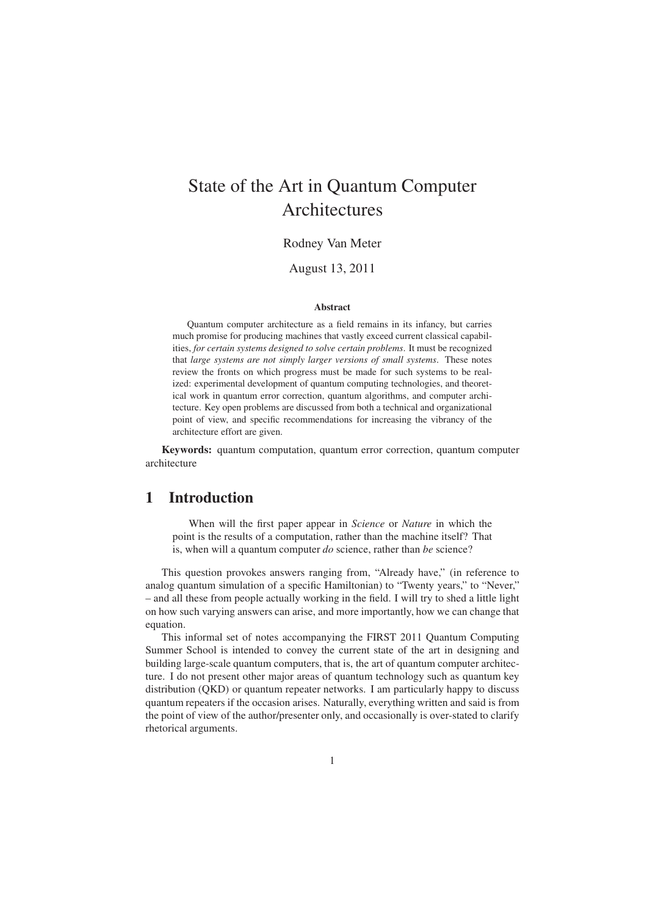# State of the Art in Quantum Computer Architectures

Rodney Van Meter

August 13, 2011

**Abstract**

Quantum computer architecture as a field remains in its infancy, but carries much promise for producing machines that vastly exceed current classical capabilities, *for certain systems designed to solve certain problems*. It must be recognized that *large systems are not simply larger versions of small systems*. These notes review the fronts on which progress must be made for such systems to be realized: experimental development of quantum computing technologies, and theoretical work in quantum error correction, quantum algorithms, and computer architecture. Key open problems are discussed from both a technical and organizational point of view, and specific recommendations for increasing the vibrancy of the architecture effort are given.

**Keywords:** quantum computation, quantum error correction, quantum computer architecture

## 1 Introduction

> When will the first paper appear in *Science* or *Nature* in which the point is the results of a computation, rather than the machine itself? That is, when will a quantum computer *do* science, rather than *be* science?

This question provokes answers ranging from, "Already have," (in reference to analog quantum simulation of a specific Hamiltonian) to "Twenty years," to "Never," – and all these from people actually working in the field. I will try to shed a little light on how such varying answers can arise, and more importantly, how we can change that equation.

This informal set of notes accompanying the FIRST 2011 Quantum Computing Summer School is intended to convey the current state of the art in designing and building large-scale quantum computers, that is, the art of quantum computer architecture. I do not present other major areas of quantum technology such as quantum key distribution (QKD) or quantum repeater networks. I am particularly happy to discuss quantum repeaters if the occasion arises. Naturally, everything written and said is from the point of view of the author/presenter only, and occasionally is over-stated to clarify rhetorical arguments.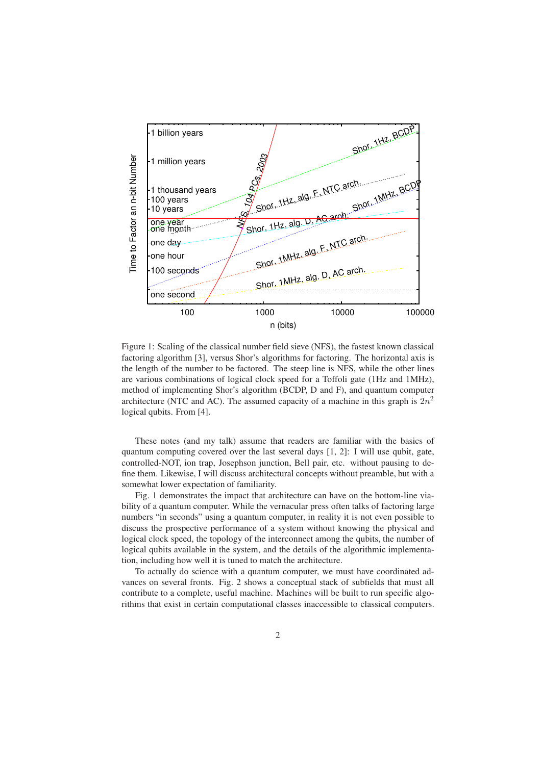Time to Factor an n-bit Number

1 billion years
1 million years
1 thousand years
100 years
10 years
one year
one month
one day
one hour
100 seconds
one second

100
1000
10000
100000

n (bits)

NFS, 104 PCs, 2003
Shor, 1Hz, BCDP
Shor, 1Hz, alg. F, NTC arch.
Shor, 1MHz, BCDP
Shor, 1Hz, alg. D, AC arch.
Shor, 1MHz, alg. F, NTC arch.
Shor, 1MHz, alg. D, AC arch.

Figure 1: Scaling of the classical number field sieve (NFS), the fastest known classical factoring algorithm [3], versus Shor's algorithms for factoring. The horizontal axis is the length of the number to be factored. The steep line is NFS, while the other lines are various combinations of logical clock speed for a Toffoli gate (1Hz and 1MHz), method of implementing Shor's algorithm (BCDP, D and F), and quantum computer architecture (NTC and AC). The assumed capacity of a machine in this graph is $2n^2$ logical qubits. From [4].

These notes (and my talk) assume that readers are familiar with the basics of quantum computing covered over the last several days [1, 2]: I will use qubit, gate, controlled-NOT, ion trap, Josephson junction, Bell pair, etc. without pausing to define them. Likewise, I will discuss architectural concepts without preamble, but with a somewhat lower expectation of familiarity.

Fig. 1 demonstrates the impact that architecture can have on the bottom-line viability of a quantum computer. While the vernacular press often talks of factoring large numbers "in seconds" using a quantum computer, in reality it is not even possible to discuss the prospective performance of a system without knowing the physical and logical clock speed, the topology of the interconnect among the qubits, the number of logical qubits available in the system, and the details of the algorithmic implementation, including how well it is tuned to match the architecture.

To actually do science with a quantum computer, we must have coordinated advances on several fronts. Fig. 2 shows a conceptual stack of subfields that must all contribute to a complete, useful machine. Machines will be built to run specific algorithms that exist in certain computational classes inaccessible to classical computers.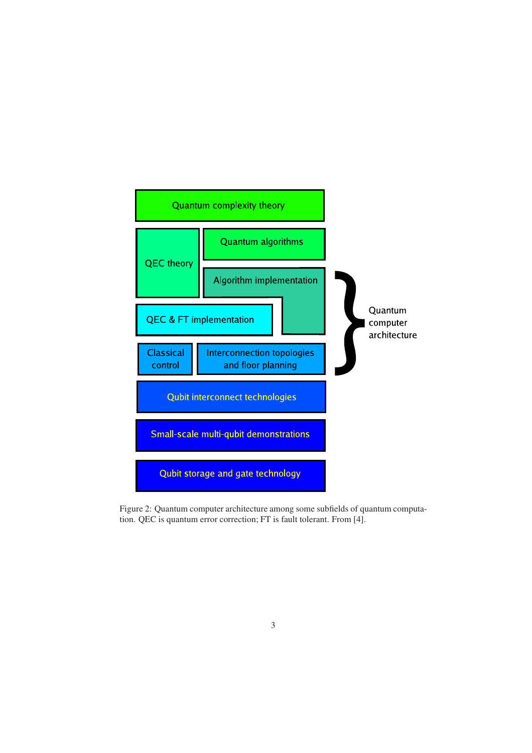Quantum complexity theory

QEC theory

Quantum algorithms

Algorithm implementation

QEC & FT implementation

Classical control

Interconnection topologies and floor planning

Quantum computer architecture

Qubit interconnect technologies

Small-scale multi-qubit demonstrations

Qubit storage and gate technology

Figure 2: Quantum computer architecture among some subfields of quantum computation. QEC is quantum error correction; FT is fault tolerant. From [4].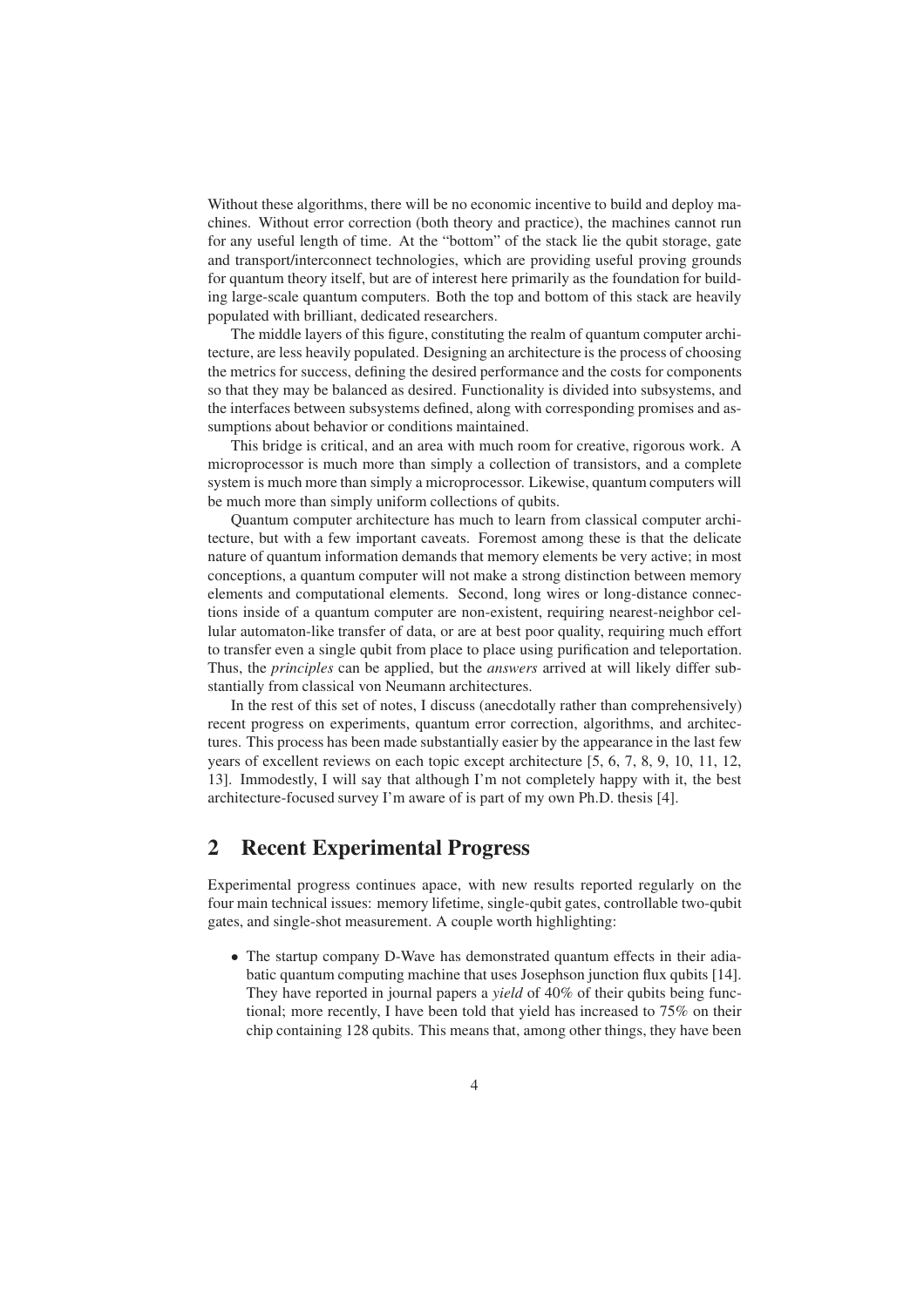Without these algorithms, there will be no economic incentive to build and deploy machines. Without error correction (both theory and practice), the machines cannot run for any useful length of time. At the "bottom" of the stack lie the qubit storage, gate and transport/interconnect technologies, which are providing useful proving grounds for quantum theory itself, but are of interest here primarily as the foundation for building large-scale quantum computers. Both the top and bottom of this stack are heavily populated with brilliant, dedicated researchers.

The middle layers of this figure, constituting the realm of quantum computer architecture, are less heavily populated. Designing an architecture is the process of choosing the metrics for success, defining the desired performance and the costs for components so that they may be balanced as desired. Functionality is divided into subsystems, and the interfaces between subsystems defined, along with corresponding promises and assumptions about behavior or conditions maintained.

This bridge is critical, and an area with much room for creative, rigorous work. A microprocessor is much more than simply a collection of transistors, and a complete system is much more than simply a microprocessor. Likewise, quantum computers will be much more than simply uniform collections of qubits.

Quantum computer architecture has much to learn from classical computer architecture, but with a few important caveats. Foremost among these is that the delicate nature of quantum information demands that memory elements be very active; in most conceptions, a quantum computer will not make a strong distinction between memory elements and computational elements. Second, long wires or long-distance connections inside of a quantum computer are non-existent, requiring nearest-neighbor cellular automaton-like transfer of data, or are at best poor quality, requiring much effort to transfer even a single qubit from place to place using purification and teleportation. Thus, the *principles* can be applied, but the *answers* arrived at will likely differ substantially from classical von Neumann architectures.

In the rest of this set of notes, I discuss (anecdotally rather than comprehensively) recent progress on experiments, quantum error correction, algorithms, and architectures. This process has been made substantially easier by the appearance in the last few years of excellent reviews on each topic except architecture [5, 6, 7, 8, 9, 10, 11, 12, 13]. Immodestly, I will say that although I'm not completely happy with it, the best architecture-focused survey I'm aware of is part of my own Ph.D. thesis [4].

## 2 Recent Experimental Progress

Experimental progress continues apace, with new results reported regularly on the four main technical issues: memory lifetime, single-qubit gates, controllable two-qubit gates, and single-shot measurement. A couple worth highlighting:

- The startup company D-Wave has demonstrated quantum effects in their adiabatic quantum computing machine that uses Josephson junction flux qubits [14]. They have reported in journal papers a *yield* of 40% of their qubits being functional; more recently, I have been told that yield has increased to 75% on their chip containing 128 qubits. This means that, among other things, they have been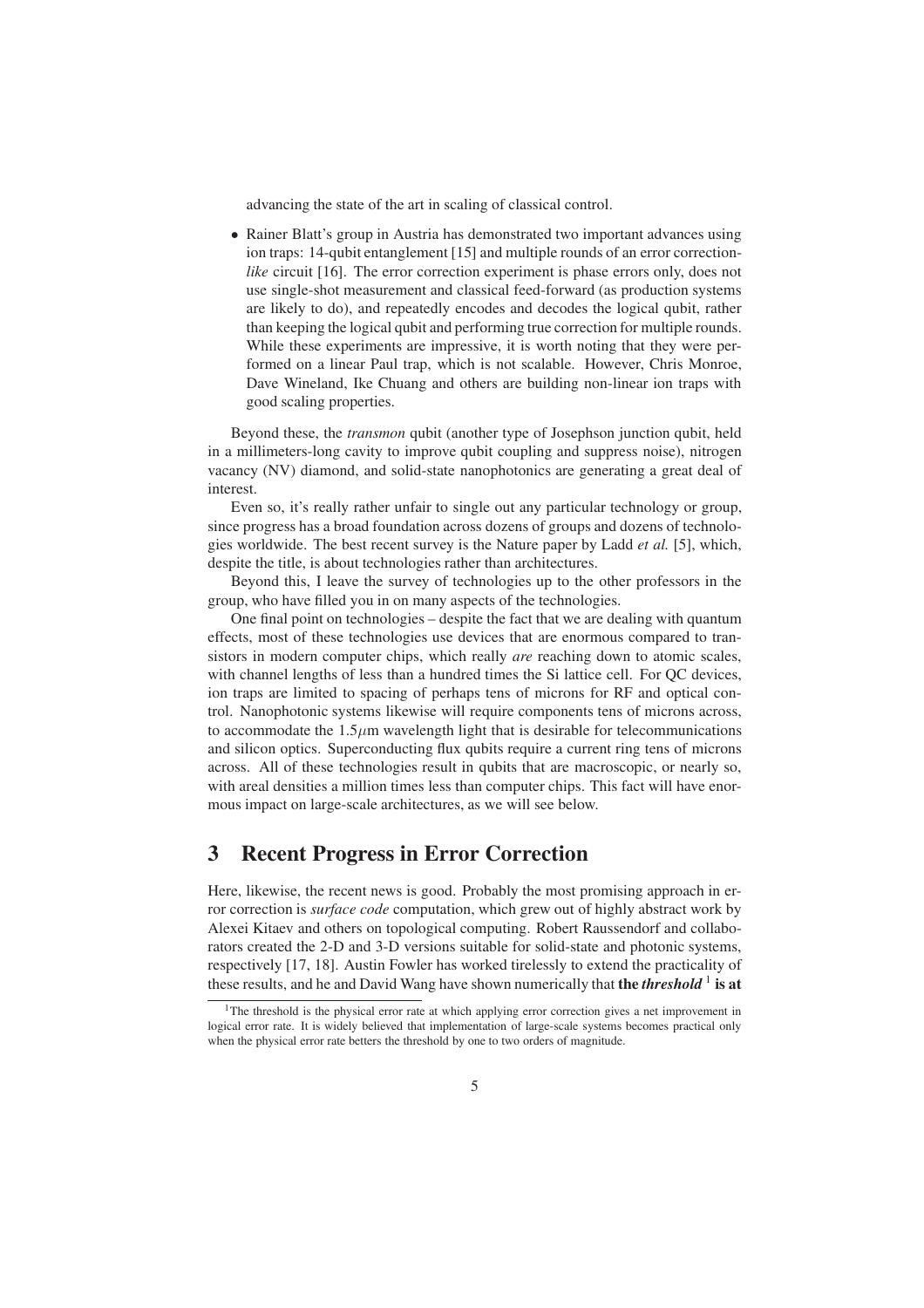advancing the state of the art in scaling of classical control.

- Rainer Blatt's group in Austria has demonstrated two important advances using ion traps: 14-qubit entanglement [15] and multiple rounds of an error correction-*like* circuit [16]. The error correction experiment is phase errors only, does not use single-shot measurement and classical feed-forward (as production systems are likely to do), and repeatedly encodes and decodes the logical qubit, rather than keeping the logical qubit and performing true correction for multiple rounds. While these experiments are impressive, it is worth noting that they were performed on a linear Paul trap, which is not scalable. However, Chris Monroe, Dave Wineland, Ike Chuang and others are building non-linear ion traps with good scaling properties.

Beyond these, the *transmon* qubit (another type of Josephson junction qubit, held in a millimeters-long cavity to improve qubit coupling and suppress noise), nitrogen vacancy (NV) diamond, and solid-state nanophotonics are generating a great deal of interest.

Even so, it's really rather unfair to single out any particular technology or group, since progress has a broad foundation across dozens of groups and dozens of technologies worldwide. The best recent survey is the Nature paper by Ladd *et al.* [5], which, despite the title, is about technologies rather than architectures.

Beyond this, I leave the survey of technologies up to the other professors in the group, who have filled you in on many aspects of the technologies.

One final point on technologies – despite the fact that we are dealing with quantum effects, most of these technologies use devices that are enormous compared to transistors in modern computer chips, which really *are* reaching down to atomic scales, with channel lengths of less than a hundred times the Si lattice cell. For QC devices, ion traps are limited to spacing of perhaps tens of microns for RF and optical control. Nanophotonic systems likewise will require components tens of microns across, to accommodate the $1.5\mu$m wavelength light that is desirable for telecommunications and silicon optics. Superconducting flux qubits require a current ring tens of microns across. All of these technologies result in qubits that are macroscopic, or nearly so, with areal densities a million times less than computer chips. This fact will have enormous impact on large-scale architectures, as we will see below.

# 3 Recent Progress in Error Correction

Here, likewise, the recent news is good. Probably the most promising approach in error correction is *surface code* computation, which grew out of highly abstract work by Alexei Kitaev and others on topological computing. Robert Raussendorf and collaborators created the 2-D and 3-D versions suitable for solid-state and photonic systems, respectively [17, 18]. Austin Fowler has worked tirelessly to extend the practicality of these results, and he and David Wang have shown numerically that **the *threshold* [1] is at**

[1] The threshold is the physical error rate at which applying error correction gives a net improvement in logical error rate. It is widely believed that implementation of large-scale systems becomes practical only when the physical error rate betters the threshold by one to two orders of magnitude.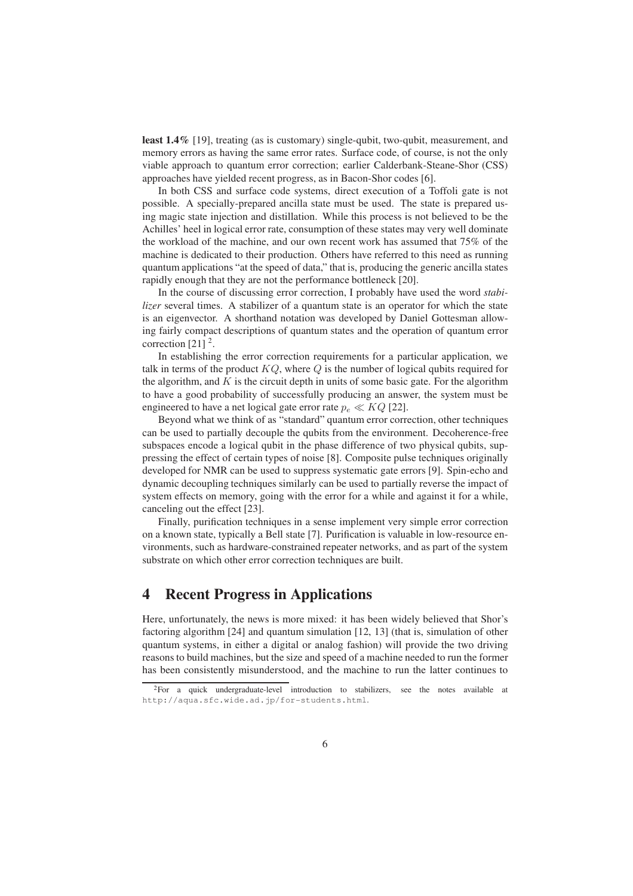**least 1.4%** [19], treating (as is customary) single-qubit, two-qubit, measurement, and memory errors as having the same error rates. Surface code, of course, is not the only viable approach to quantum error correction; earlier Calderbank-Steane-Shor (CSS) approaches have yielded recent progress, as in Bacon-Shor codes [6].

In both CSS and surface code systems, direct execution of a Toffoli gate is not possible. A specially-prepared ancilla state must be used. The state is prepared using magic state injection and distillation. While this process is not believed to be the Achilles' heel in logical error rate, consumption of these states may very well dominate the workload of the machine, and our own recent work has assumed that 75% of the machine is dedicated to their production. Others have referred to this need as running quantum applications "at the speed of data," that is, producing the generic ancilla states rapidly enough that they are not the performance bottleneck [20].

In the course of discussing error correction, I probably have used the word *stabilizer* several times. A stabilizer of a quantum state is an operator for which the state is an eigenvector. A shorthand notation was developed by Daniel Gottesman allowing fairly compact descriptions of quantum states and the operation of quantum error correction [21] [2].

In establishing the error correction requirements for a particular application, we talk in terms of the product $KQ$, where $Q$ is the number of logical qubits required for the algorithm, and $K$ is the circuit depth in units of some basic gate. For the algorithm to have a good probability of successfully producing an answer, the system must be engineered to have a net logical gate error rate $p_e \ll KQ$ [22].

Beyond what we think of as "standard" quantum error correction, other techniques can be used to partially decouple the qubits from the environment. Decoherence-free subspaces encode a logical qubit in the phase difference of two physical qubits, suppressing the effect of certain types of noise [8]. Composite pulse techniques originally developed for NMR can be used to suppress systematic gate errors [9]. Spin-echo and dynamic decoupling techniques similarly can be used to partially reverse the impact of system effects on memory, going with the error for a while and against it for a while, canceling out the effect [23].

Finally, purification techniques in a sense implement very simple error correction on a known state, typically a Bell state [7]. Purification is valuable in low-resource environments, such as hardware-constrained repeater networks, and as part of the system substrate on which other error correction techniques are built.

# 4 Recent Progress in Applications

Here, unfortunately, the news is more mixed: it has been widely believed that Shor's factoring algorithm [24] and quantum simulation [12, 13] (that is, simulation of other quantum systems, in either a digital or analog fashion) will provide the two driving reasons to build machines, but the size and speed of a machine needed to run the former has been consistently misunderstood, and the machine to run the latter continues to

[2] For a quick undergraduate-level introduction to stabilizers, see the notes available at http://aqua.sfc.wide.ad.jp/for-students.html.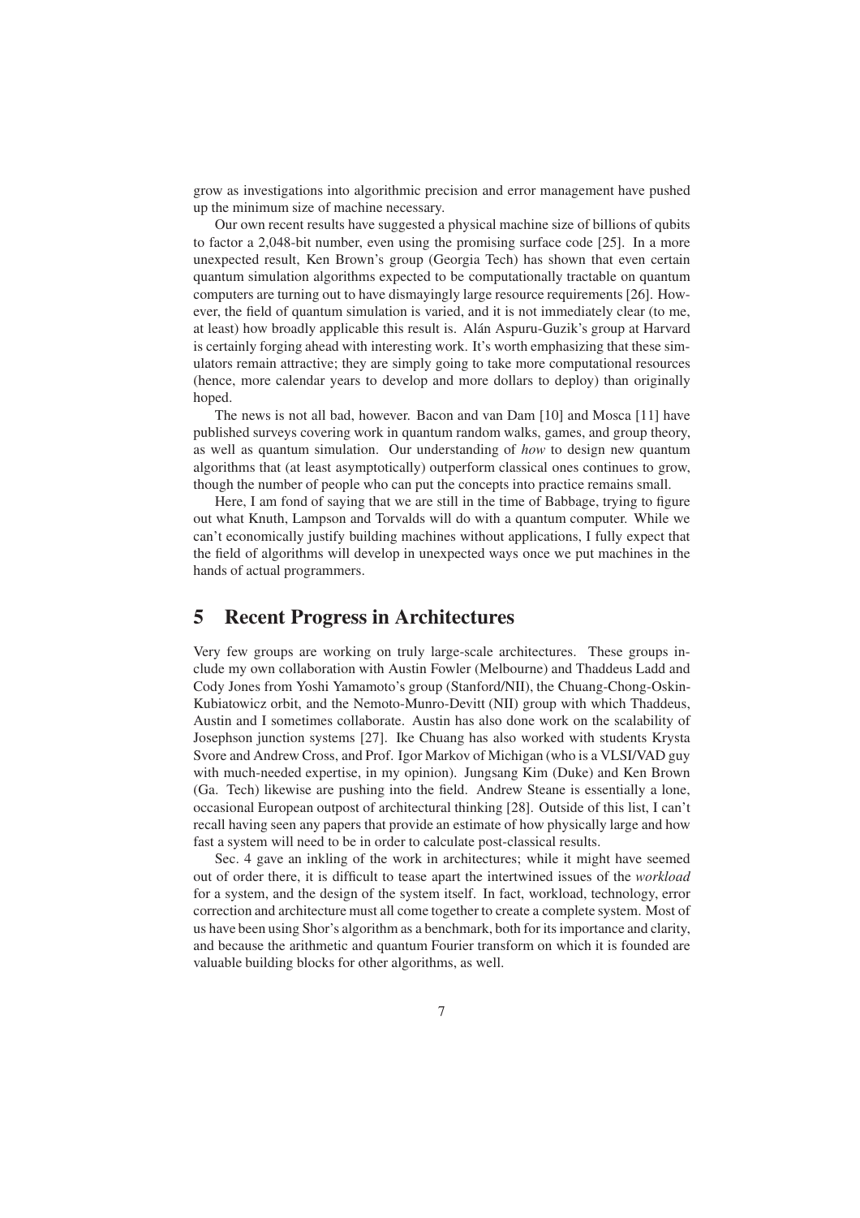grow as investigations into algorithmic precision and error management have pushed up the minimum size of machine necessary.

Our own recent results have suggested a physical machine size of billions of qubits to factor a 2,048-bit number, even using the promising surface code [25]. In a more unexpected result, Ken Brown's group (Georgia Tech) has shown that even certain quantum simulation algorithms expected to be computationally tractable on quantum computers are turning out to have dismayingly large resource requirements [26]. However, the field of quantum simulation is varied, and it is not immediately clear (to me, at least) how broadly applicable this result is. Alán Aspuru-Guzik's group at Harvard is certainly forging ahead with interesting work. It's worth emphasizing that these simulators remain attractive; they are simply going to take more computational resources (hence, more calendar years to develop and more dollars to deploy) than originally hoped.

The news is not all bad, however. Bacon and van Dam [10] and Mosca [11] have published surveys covering work in quantum random walks, games, and group theory, as well as quantum simulation. Our understanding of *how* to design new quantum algorithms that (at least asymptotically) outperform classical ones continues to grow, though the number of people who can put the concepts into practice remains small.

Here, I am fond of saying that we are still in the time of Babbage, trying to figure out what Knuth, Lampson and Torvalds will do with a quantum computer. While we can't economically justify building machines without applications, I fully expect that the field of algorithms will develop in unexpected ways once we put machines in the hands of actual programmers.

## 5 Recent Progress in Architectures

Very few groups are working on truly large-scale architectures. These groups include my own collaboration with Austin Fowler (Melbourne) and Thaddeus Ladd and Cody Jones from Yoshi Yamamoto's group (Stanford/NII), the Chuang-Chong-Oskin-Kubiatowicz orbit, and the Nemoto-Munro-Devitt (NII) group with which Thaddeus, Austin and I sometimes collaborate. Austin has also done work on the scalability of Josephson junction systems [27]. Ike Chuang has also worked with students Krysta Svore and Andrew Cross, and Prof. Igor Markov of Michigan (who is a VLSI/VAD guy with much-needed expertise, in my opinion). Jungsang Kim (Duke) and Ken Brown (Ga. Tech) likewise are pushing into the field. Andrew Steane is essentially a lone, occasional European outpost of architectural thinking [28]. Outside of this list, I can't recall having seen any papers that provide an estimate of how physically large and how fast a system will need to be in order to calculate post-classical results.

Sec. 4 gave an inkling of the work in architectures; while it might have seemed out of order there, it is difficult to tease apart the intertwined issues of the *workload* for a system, and the design of the system itself. In fact, workload, technology, error correction and architecture must all come together to create a complete system. Most of us have been using Shor's algorithm as a benchmark, both for its importance and clarity, and because the arithmetic and quantum Fourier transform on which it is founded are valuable building blocks for other algorithms, as well.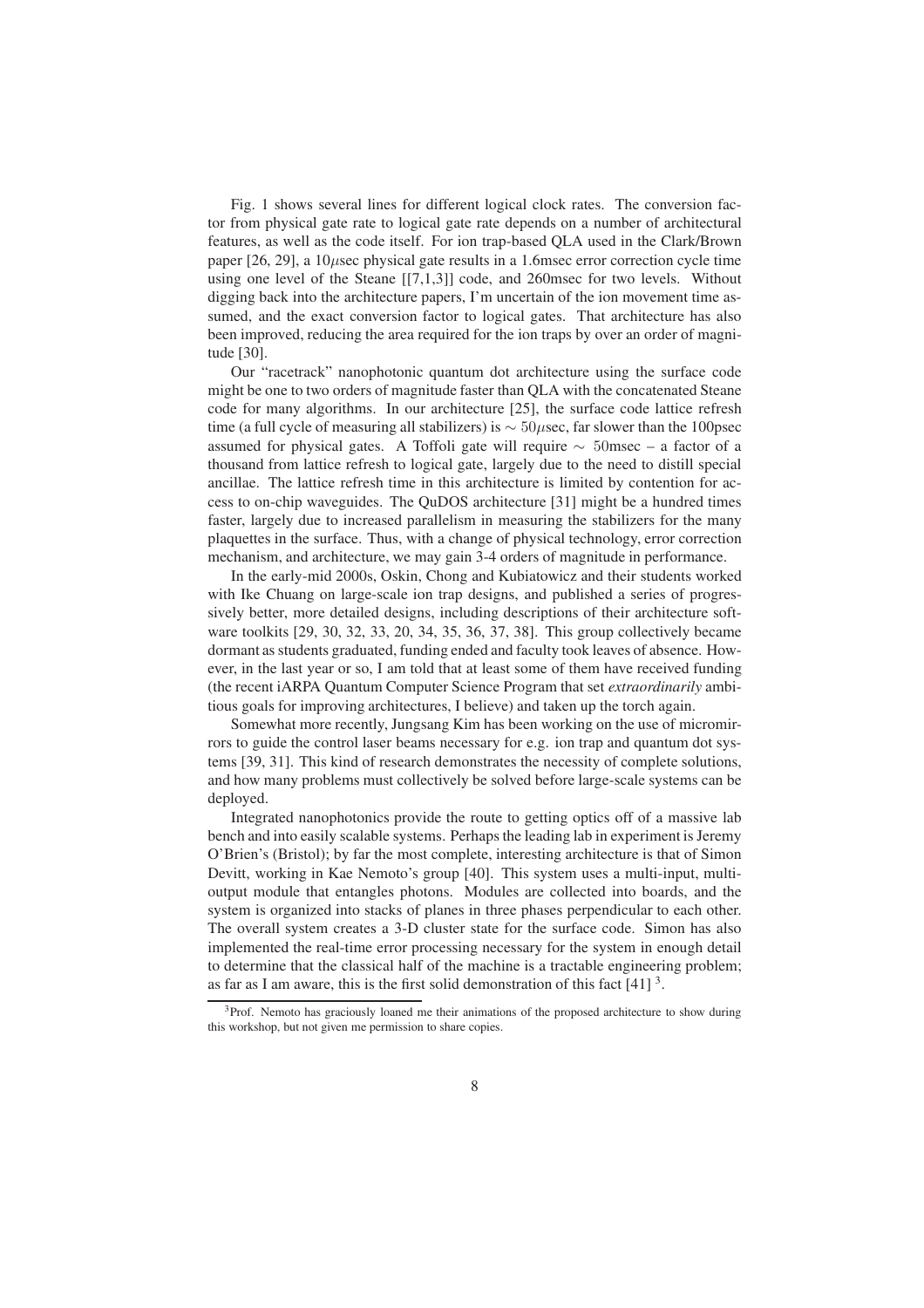Fig. 1 shows several lines for different logical clock rates. The conversion factor from physical gate rate to logical gate rate depends on a number of architectural features, as well as the code itself. For ion trap-based QLA used in the Clark/Brown paper [26, 29], a 10$\mu$sec physical gate results in a 1.6msec error correction cycle time using one level of the Steane [[7,1,3]] code, and 260msec for two levels. Without digging back into the architecture papers, I'm uncertain of the ion movement time assumed, and the exact conversion factor to logical gates. That architecture has also been improved, reducing the area required for the ion traps by over an order of magnitude [30].

Our "racetrack" nanophotonic quantum dot architecture using the surface code might be one to two orders of magnitude faster than QLA with the concatenated Steane code for many algorithms. In our architecture [25], the surface code lattice refresh time (a full cycle of measuring all stabilizers) is $\sim 50\mu$sec, far slower than the 100psec assumed for physical gates. A Toffoli gate will require $\sim$ 50msec – a factor of a thousand from lattice refresh to logical gate, largely due to the need to distill special ancillae. The lattice refresh time in this architecture is limited by contention for access to on-chip waveguides. The QuDOS architecture [31] might be a hundred times faster, largely due to increased parallelism in measuring the stabilizers for the many plaquettes in the surface. Thus, with a change of physical technology, error correction mechanism, and architecture, we may gain 3-4 orders of magnitude in performance.

In the early-mid 2000s, Oskin, Chong and Kubiatowicz and their students worked with Ike Chuang on large-scale ion trap designs, and published a series of progressively better, more detailed designs, including descriptions of their architecture software toolkits [29, 30, 32, 33, 20, 34, 35, 36, 37, 38]. This group collectively became dormant as students graduated, funding ended and faculty took leaves of absence. However, in the last year or so, I am told that at least some of them have received funding (the recent iARPA Quantum Computer Science Program that set *extraordinarily* ambitious goals for improving architectures, I believe) and taken up the torch again.

Somewhat more recently, Jungsang Kim has been working on the use of micromirrors to guide the control laser beams necessary for e.g. ion trap and quantum dot systems [39, 31]. This kind of research demonstrates the necessity of complete solutions, and how many problems must collectively be solved before large-scale systems can be deployed.

Integrated nanophotonics provide the route to getting optics off of a massive lab bench and into easily scalable systems. Perhaps the leading lab in experiment is Jeremy O'Brien's (Bristol); by far the most complete, interesting architecture is that of Simon Devitt, working in Kae Nemoto's group [40]. This system uses a multi-input, multi-output module that entangles photons. Modules are collected into boards, and the system is organized into stacks of planes in three phases perpendicular to each other. The overall system creates a 3-D cluster state for the surface code. Simon has also implemented the real-time error processing necessary for the system in enough detail to determine that the classical half of the machine is a tractable engineering problem; as far as I am aware, this is the first solid demonstration of this fact [41] [3].

[3] Prof. Nemoto has graciously loaned me their animations of the proposed architecture to show during this workshop, but not given me permission to share copies.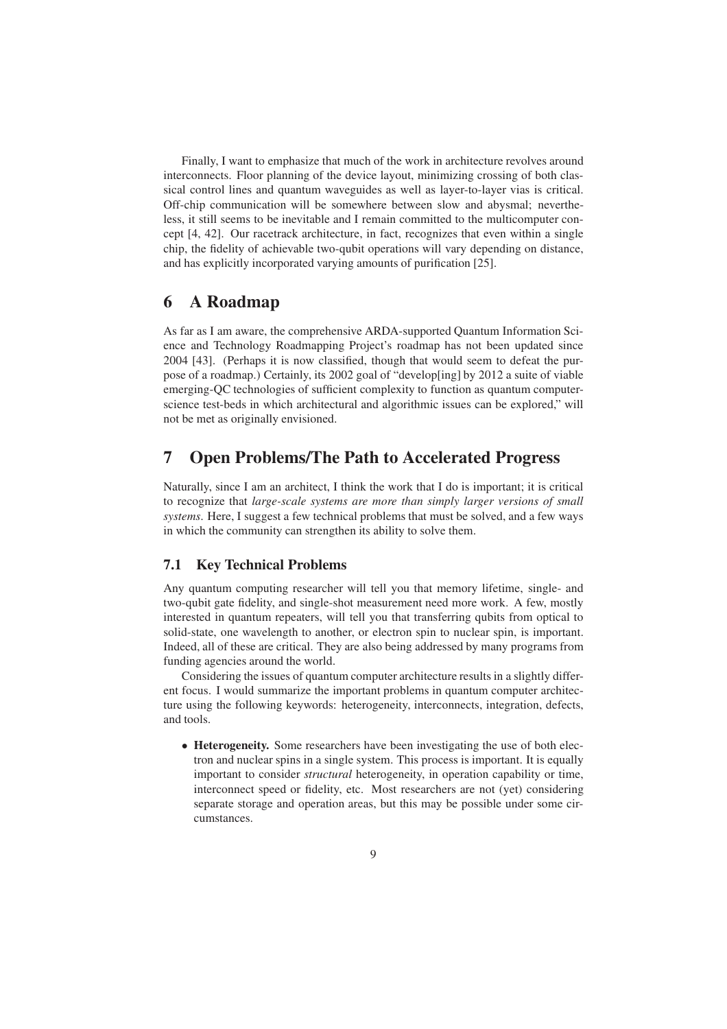Finally, I want to emphasize that much of the work in architecture revolves around interconnects. Floor planning of the device layout, minimizing crossing of both classical control lines and quantum waveguides as well as layer-to-layer vias is critical. Off-chip communication will be somewhere between slow and abysmal; nevertheless, it still seems to be inevitable and I remain committed to the multicomputer concept [4, 42]. Our racetrack architecture, in fact, recognizes that even within a single chip, the fidelity of achievable two-qubit operations will vary depending on distance, and has explicitly incorporated varying amounts of purification [25].

# 6 A Roadmap

As far as I am aware, the comprehensive ARDA-supported Quantum Information Science and Technology Roadmapping Project's roadmap has not been updated since 2004 [43]. (Perhaps it is now classified, though that would seem to defeat the purpose of a roadmap.) Certainly, its 2002 goal of "develop[ing] by 2012 a suite of viable emerging-QC technologies of sufficient complexity to function as quantum computer-science test-beds in which architectural and algorithmic issues can be explored," will not be met as originally envisioned.

# 7 Open Problems/The Path to Accelerated Progress

Naturally, since I am an architect, I think the work that I do is important; it is critical to recognize that *large-scale systems are more than simply larger versions of small systems*. Here, I suggest a few technical problems that must be solved, and a few ways in which the community can strengthen its ability to solve them.

## 7.1 Key Technical Problems

Any quantum computing researcher will tell you that memory lifetime, single- and two-qubit gate fidelity, and single-shot measurement need more work. A few, mostly interested in quantum repeaters, will tell you that transferring qubits from optical to solid-state, one wavelength to another, or electron spin to nuclear spin, is important. Indeed, all of these are critical. They are also being addressed by many programs from funding agencies around the world.

Considering the issues of quantum computer architecture results in a slightly different focus. I would summarize the important problems in quantum computer architecture using the following keywords: heterogeneity, interconnects, integration, defects, and tools.

- **Heterogeneity.** Some researchers have been investigating the use of both electron and nuclear spins in a single system. This process is important. It is equally important to consider *structural* heterogeneity, in operation capability or time, interconnect speed or fidelity, etc. Most researchers are not (yet) considering separate storage and operation areas, but this may be possible under some circumstances.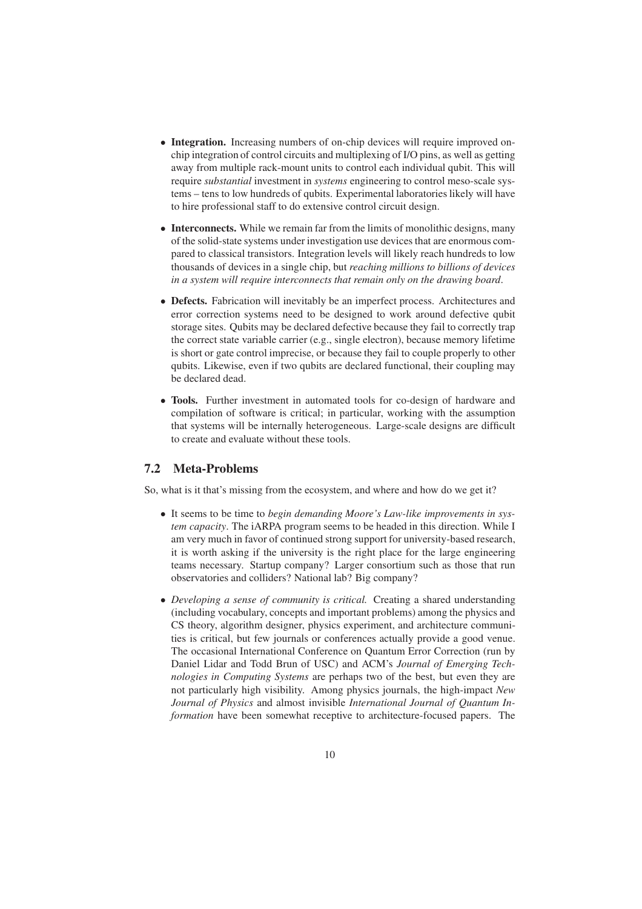- **Integration.** Increasing numbers of on-chip devices will require improved on-chip integration of control circuits and multiplexing of I/O pins, as well as getting away from multiple rack-mount units to control each individual qubit. This will require *substantial* investment in *systems* engineering to control meso-scale systems – tens to low hundreds of qubits. Experimental laboratories likely will have to hire professional staff to do extensive control circuit design.
- **Interconnects.** While we remain far from the limits of monolithic designs, many of the solid-state systems under investigation use devices that are enormous compared to classical transistors. Integration levels will likely reach hundreds to low thousands of devices in a single chip, but *reaching millions to billions of devices in a system will require interconnects that remain only on the drawing board*.
- **Defects.** Fabrication will inevitably be an imperfect process. Architectures and error correction systems need to be designed to work around defective qubit storage sites. Qubits may be declared defective because they fail to correctly trap the correct state variable carrier (e.g., single electron), because memory lifetime is short or gate control imprecise, or because they fail to couple properly to other qubits. Likewise, even if two qubits are declared functional, their coupling may be declared dead.
- **Tools.** Further investment in automated tools for co-design of hardware and compilation of software is critical; in particular, working with the assumption that systems will be internally heterogeneous. Large-scale designs are difficult to create and evaluate without these tools.

## 7.2 Meta-Problems

So, what is it that's missing from the ecosystem, and where and how do we get it?

- It seems to be time to *begin demanding Moore's Law-like improvements in system capacity*. The iARPA program seems to be headed in this direction. While I am very much in favor of continued strong support for university-based research, it is worth asking if the university is the right place for the large engineering teams necessary. Startup company? Larger consortium such as those that run observatories and colliders? National lab? Big company?
- *Developing a sense of community is critical.* Creating a shared understanding (including vocabulary, concepts and important problems) among the physics and CS theory, algorithm designer, physics experiment, and architecture communities is critical, but few journals or conferences actually provide a good venue. The occasional International Conference on Quantum Error Correction (run by Daniel Lidar and Todd Brun of USC) and ACM's *Journal of Emerging Technologies in Computing Systems* are perhaps two of the best, but even they are not particularly high visibility. Among physics journals, the high-impact *New Journal of Physics* and almost invisible *International Journal of Quantum Information* have been somewhat receptive to architecture-focused papers. The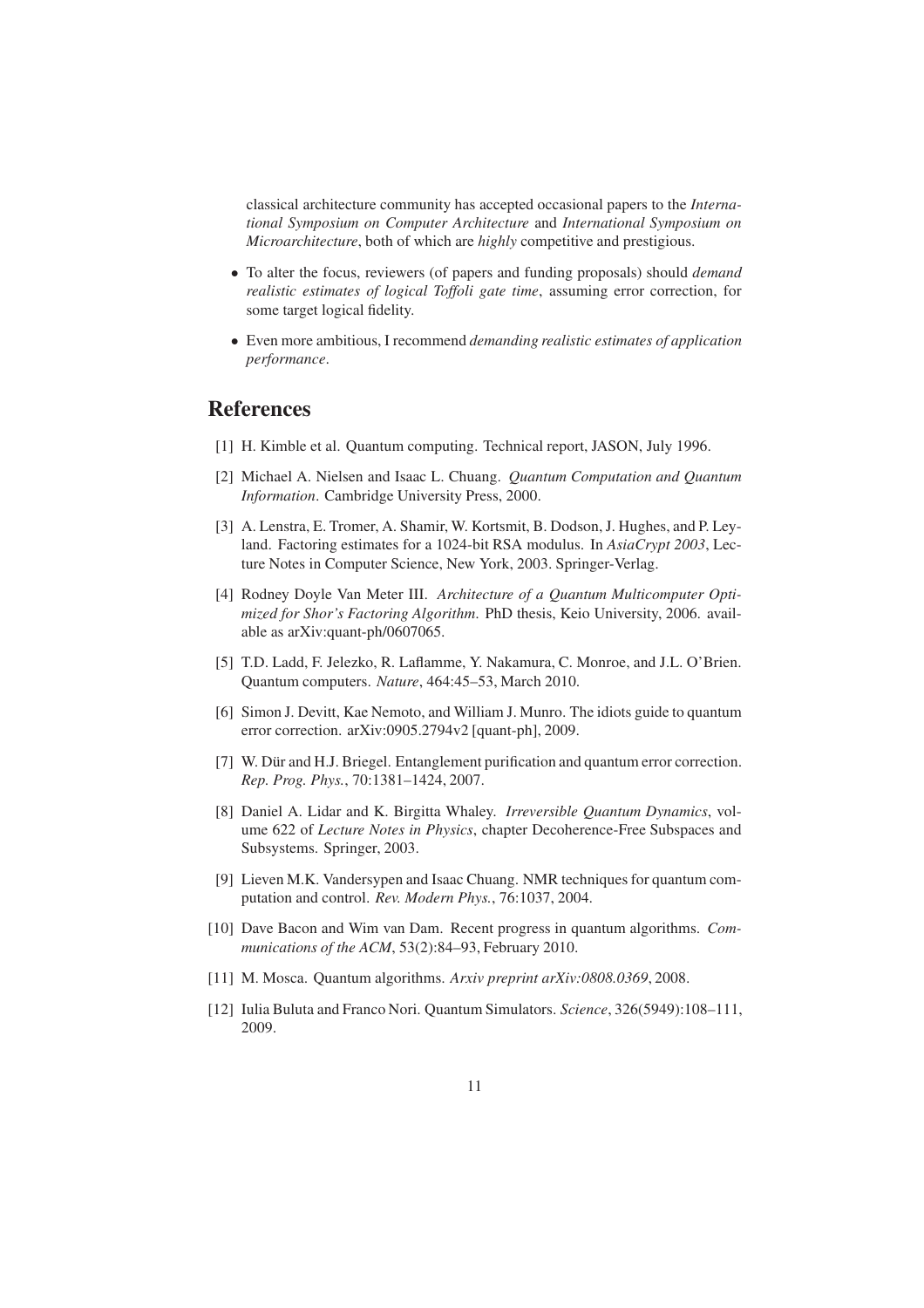classical architecture community has accepted occasional papers to the *International Symposium on Computer Architecture* and *International Symposium on Microarchitecture*, both of which are *highly* competitive and prestigious.

- To alter the focus, reviewers (of papers and funding proposals) should *demand realistic estimates of logical Toffoli gate time*, assuming error correction, for some target logical fidelity.
- Even more ambitious, I recommend *demanding realistic estimates of application performance*.

## References

[1] H. Kimble et al. Quantum computing. Technical report, JASON, July 1996.

[2] Michael A. Nielsen and Isaac L. Chuang. *Quantum Computation and Quantum Information*. Cambridge University Press, 2000.

[3] A. Lenstra, E. Tromer, A. Shamir, W. Kortsmit, B. Dodson, J. Hughes, and P. Leyland. Factoring estimates for a 1024-bit RSA modulus. In *AsiaCrypt 2003*, Lecture Notes in Computer Science, New York, 2003. Springer-Verlag.

[4] Rodney Doyle Van Meter III. *Architecture of a Quantum Multicomputer Optimized for Shor's Factoring Algorithm*. PhD thesis, Keio University, 2006. available as arXiv:quant-ph/0607065.

[5] T.D. Ladd, F. Jelezko, R. Laflamme, Y. Nakamura, C. Monroe, and J.L. O'Brien. Quantum computers. *Nature*, 464:45–53, March 2010.

[6] Simon J. Devitt, Kae Nemoto, and William J. Munro. The idiots guide to quantum error correction. arXiv:0905.2794v2 [quant-ph], 2009.

[7] W. Dür and H.J. Briegel. Entanglement purification and quantum error correction. *Rep. Prog. Phys.*, 70:1381–1424, 2007.

[8] Daniel A. Lidar and K. Birgitta Whaley. *Irreversible Quantum Dynamics*, volume 622 of *Lecture Notes in Physics*, chapter Decoherence-Free Subspaces and Subsystems. Springer, 2003.

[9] Lieven M.K. Vandersypen and Isaac Chuang. NMR techniques for quantum computation and control. *Rev. Modern Phys.*, 76:1037, 2004.

[10] Dave Bacon and Wim van Dam. Recent progress in quantum algorithms. *Communications of the ACM*, 53(2):84–93, February 2010.

[11] M. Mosca. Quantum algorithms. *Arxiv preprint arXiv:0808.0369*, 2008.

[12] Iulia Buluta and Franco Nori. Quantum Simulators. *Science*, 326(5949):108–111, 2009.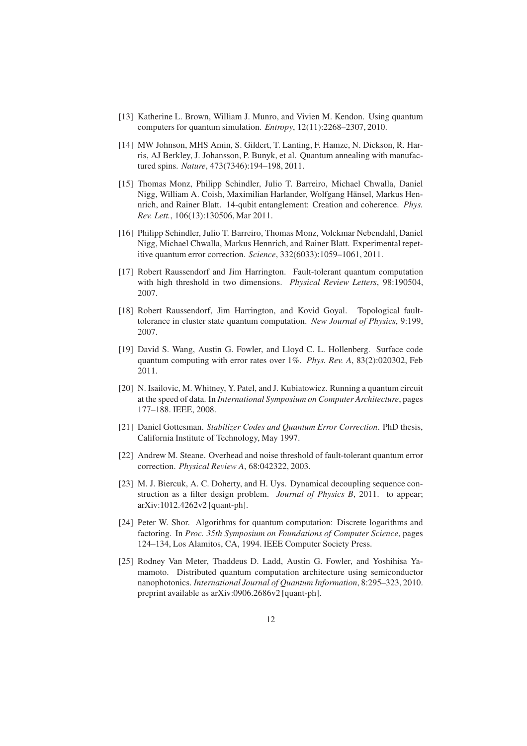[13] Katherine L. Brown, William J. Munro, and Vivien M. Kendon. Using quantum computers for quantum simulation. *Entropy*, 12(11):2268–2307, 2010.

[14] MW Johnson, MHS Amin, S. Gildert, T. Lanting, F. Hamze, N. Dickson, R. Harris, AJ Berkley, J. Johansson, P. Bunyk, et al. Quantum annealing with manufactured spins. *Nature*, 473(7346):194–198, 2011.

[15] Thomas Monz, Philipp Schindler, Julio T. Barreiro, Michael Chwalla, Daniel Nigg, William A. Coish, Maximilian Harlander, Wolfgang Hänsel, Markus Hennrich, and Rainer Blatt. 14-qubit entanglement: Creation and coherence. *Phys. Rev. Lett.*, 106(13):130506, Mar 2011.

[16] Philipp Schindler, Julio T. Barreiro, Thomas Monz, Volckmar Nebendahl, Daniel Nigg, Michael Chwalla, Markus Hennrich, and Rainer Blatt. Experimental repetitive quantum error correction. *Science*, 332(6033):1059–1061, 2011.

[17] Robert Raussendorf and Jim Harrington. Fault-tolerant quantum computation with high threshold in two dimensions. *Physical Review Letters*, 98:190504, 2007.

[18] Robert Raussendorf, Jim Harrington, and Kovid Goyal. Topological fault-tolerance in cluster state quantum computation. *New Journal of Physics*, 9:199, 2007.

[19] David S. Wang, Austin G. Fowler, and Lloyd C. L. Hollenberg. Surface code quantum computing with error rates over 1%. *Phys. Rev. A*, 83(2):020302, Feb 2011.

[20] N. Isailovic, M. Whitney, Y. Patel, and J. Kubiatowicz. Running a quantum circuit at the speed of data. In *International Symposium on Computer Architecture*, pages 177–188. IEEE, 2008.

[21] Daniel Gottesman. *Stabilizer Codes and Quantum Error Correction*. PhD thesis, California Institute of Technology, May 1997.

[22] Andrew M. Steane. Overhead and noise threshold of fault-tolerant quantum error correction. *Physical Review A*, 68:042322, 2003.

[23] M. J. Biercuk, A. C. Doherty, and H. Uys. Dynamical decoupling sequence construction as a filter design problem. *Journal of Physics B*, 2011. to appear; arXiv:1012.4262v2 [quant-ph].

[24] Peter W. Shor. Algorithms for quantum computation: Discrete logarithms and factoring. In *Proc. 35th Symposium on Foundations of Computer Science*, pages 124–134, Los Alamitos, CA, 1994. IEEE Computer Society Press.

[25] Rodney Van Meter, Thaddeus D. Ladd, Austin G. Fowler, and Yoshihisa Yamamoto. Distributed quantum computation architecture using semiconductor nanophotonics. *International Journal of Quantum Information*, 8:295–323, 2010. preprint available as arXiv:0906.2686v2 [quant-ph].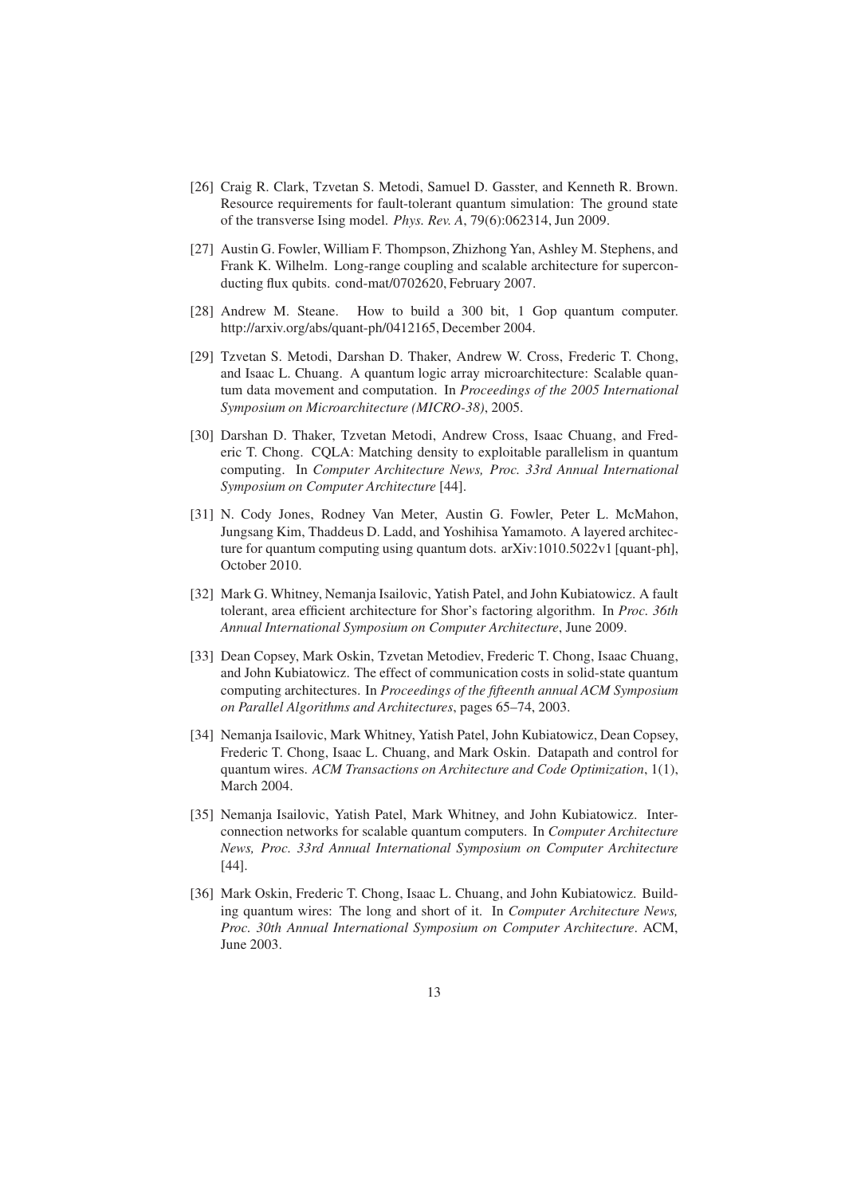[26] Craig R. Clark, Tzvetan S. Metodi, Samuel D. Gasster, and Kenneth R. Brown. Resource requirements for fault-tolerant quantum simulation: The ground state of the transverse Ising model. *Phys. Rev. A*, 79(6):062314, Jun 2009.

[27] Austin G. Fowler, William F. Thompson, Zhizhong Yan, Ashley M. Stephens, and Frank K. Wilhelm. Long-range coupling and scalable architecture for superconducting flux qubits. cond-mat/0702620, February 2007.

[28] Andrew M. Steane. How to build a 300 bit, 1 Gop quantum computer. http://arxiv.org/abs/quant-ph/0412165, December 2004.

[29] Tzvetan S. Metodi, Darshan D. Thaker, Andrew W. Cross, Frederic T. Chong, and Isaac L. Chuang. A quantum logic array microarchitecture: Scalable quantum data movement and computation. In *Proceedings of the 2005 International Symposium on Microarchitecture (MICRO-38)*, 2005.

[30] Darshan D. Thaker, Tzvetan Metodi, Andrew Cross, Isaac Chuang, and Frederic T. Chong. CQLA: Matching density to exploitable parallelism in quantum computing. In *Computer Architecture News, Proc. 33rd Annual International Symposium on Computer Architecture* [44].

[31] N. Cody Jones, Rodney Van Meter, Austin G. Fowler, Peter L. McMahon, Jungsang Kim, Thaddeus D. Ladd, and Yoshihisa Yamamoto. A layered architecture for quantum computing using quantum dots. arXiv:1010.5022v1 [quant-ph], October 2010.

[32] Mark G. Whitney, Nemanja Isailovic, Yatish Patel, and John Kubiatowicz. A fault tolerant, area efficient architecture for Shor's factoring algorithm. In *Proc. 36th Annual International Symposium on Computer Architecture*, June 2009.

[33] Dean Copsey, Mark Oskin, Tzvetan Metodiev, Frederic T. Chong, Isaac Chuang, and John Kubiatowicz. The effect of communication costs in solid-state quantum computing architectures. In *Proceedings of the fifteenth annual ACM Symposium on Parallel Algorithms and Architectures*, pages 65–74, 2003.

[34] Nemanja Isailovic, Mark Whitney, Yatish Patel, John Kubiatowicz, Dean Copsey, Frederic T. Chong, Isaac L. Chuang, and Mark Oskin. Datapath and control for quantum wires. *ACM Transactions on Architecture and Code Optimization*, 1(1), March 2004.

[35] Nemanja Isailovic, Yatish Patel, Mark Whitney, and John Kubiatowicz. Interconnection networks for scalable quantum computers. In *Computer Architecture News, Proc. 33rd Annual International Symposium on Computer Architecture* [44].

[36] Mark Oskin, Frederic T. Chong, Isaac L. Chuang, and John Kubiatowicz. Building quantum wires: The long and short of it. In *Computer Architecture News, Proc. 30th Annual International Symposium on Computer Architecture*. ACM, June 2003.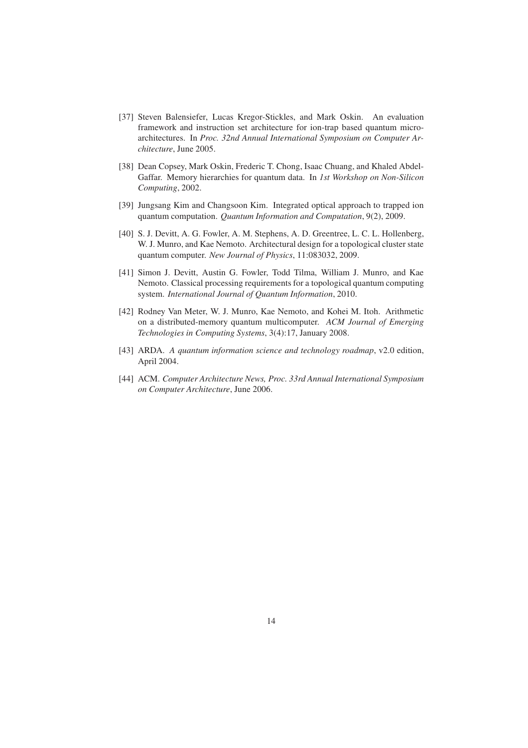[37] Steven Balensiefer, Lucas Kregor-Stickles, and Mark Oskin. An evaluation framework and instruction set architecture for ion-trap based quantum micro-architectures. In *Proc. 32nd Annual International Symposium on Computer Architecture*, June 2005.

[38] Dean Copsey, Mark Oskin, Frederic T. Chong, Isaac Chuang, and Khaled Abdel-Gaffar. Memory hierarchies for quantum data. In *1st Workshop on Non-Silicon Computing*, 2002.

[39] Jungsang Kim and Changsoon Kim. Integrated optical approach to trapped ion quantum computation. *Quantum Information and Computation*, 9(2), 2009.

[40] S. J. Devitt, A. G. Fowler, A. M. Stephens, A. D. Greentree, L. C. L. Hollenberg, W. J. Munro, and Kae Nemoto. Architectural design for a topological cluster state quantum computer. *New Journal of Physics*, 11:083032, 2009.

[41] Simon J. Devitt, Austin G. Fowler, Todd Tilma, William J. Munro, and Kae Nemoto. Classical processing requirements for a topological quantum computing system. *International Journal of Quantum Information*, 2010.

[42] Rodney Van Meter, W. J. Munro, Kae Nemoto, and Kohei M. Itoh. Arithmetic on a distributed-memory quantum multicomputer. *ACM Journal of Emerging Technologies in Computing Systems*, 3(4):17, January 2008.

[43] ARDA. *A quantum information science and technology roadmap*, v2.0 edition, April 2004.

[44] ACM. *Computer Architecture News, Proc. 33rd Annual International Symposium on Computer Architecture*, June 2006.